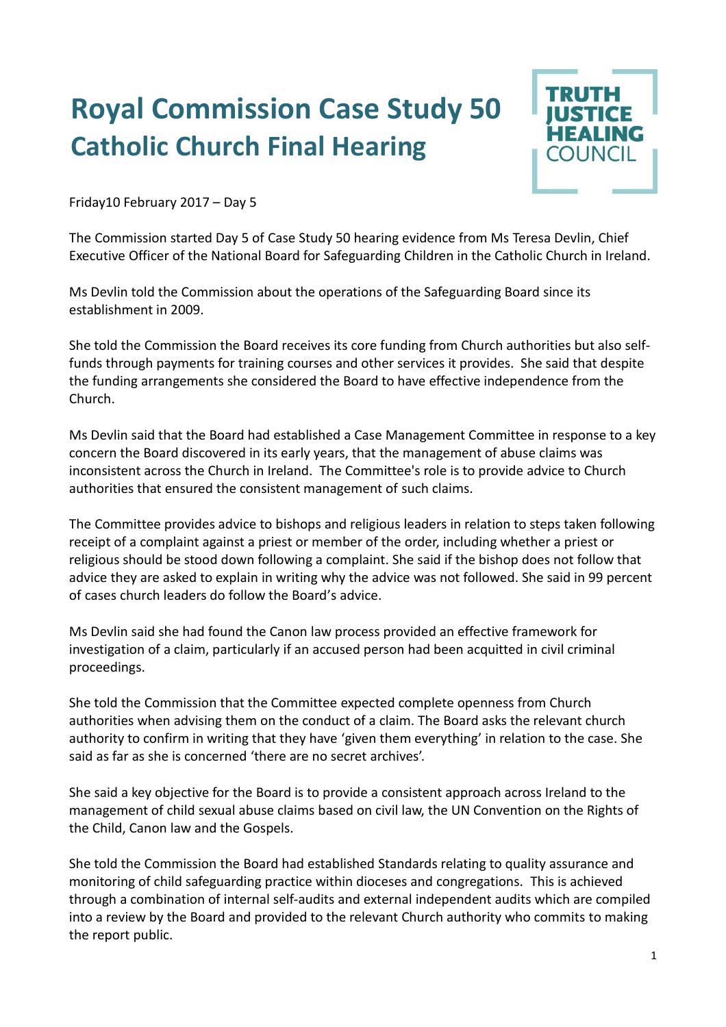# Royal Commission Case Study 50
## Catholic Church Final Hearing

TRUTH JUSTICE HEALING COUNCIL

Friday10 February 2017 – Day 5

The Commission started Day 5 of Case Study 50 hearing evidence from Ms Teresa Devlin, Chief Executive Officer of the National Board for Safeguarding Children in the Catholic Church in Ireland.

Ms Devlin told the Commission about the operations of the Safeguarding Board since its establishment in 2009.

She told the Commission the Board receives its core funding from Church authorities but also self-funds through payments for training courses and other services it provides. She said that despite the funding arrangements she considered the Board to have effective independence from the Church.

Ms Devlin said that the Board had established a Case Management Committee in response to a key concern the Board discovered in its early years, that the management of abuse claims was inconsistent across the Church in Ireland. The Committee's role is to provide advice to Church authorities that ensured the consistent management of such claims.

The Committee provides advice to bishops and religious leaders in relation to steps taken following receipt of a complaint against a priest or member of the order, including whether a priest or religious should be stood down following a complaint. She said if the bishop does not follow that advice they are asked to explain in writing why the advice was not followed. She said in 99 percent of cases church leaders do follow the Board's advice.

Ms Devlin said she had found the Canon law process provided an effective framework for investigation of a claim, particularly if an accused person had been acquitted in civil criminal proceedings.

She told the Commission that the Committee expected complete openness from Church authorities when advising them on the conduct of a claim. The Board asks the relevant church authority to confirm in writing that they have 'given them everything' in relation to the case. She said as far as she is concerned 'there are no secret archives'.

She said a key objective for the Board is to provide a consistent approach across Ireland to the management of child sexual abuse claims based on civil law, the UN Convention on the Rights of the Child, Canon law and the Gospels.

She told the Commission the Board had established Standards relating to quality assurance and monitoring of child safeguarding practice within dioceses and congregations. This is achieved through a combination of internal self-audits and external independent audits which are compiled into a review by the Board and provided to the relevant Church authority who commits to making the report public.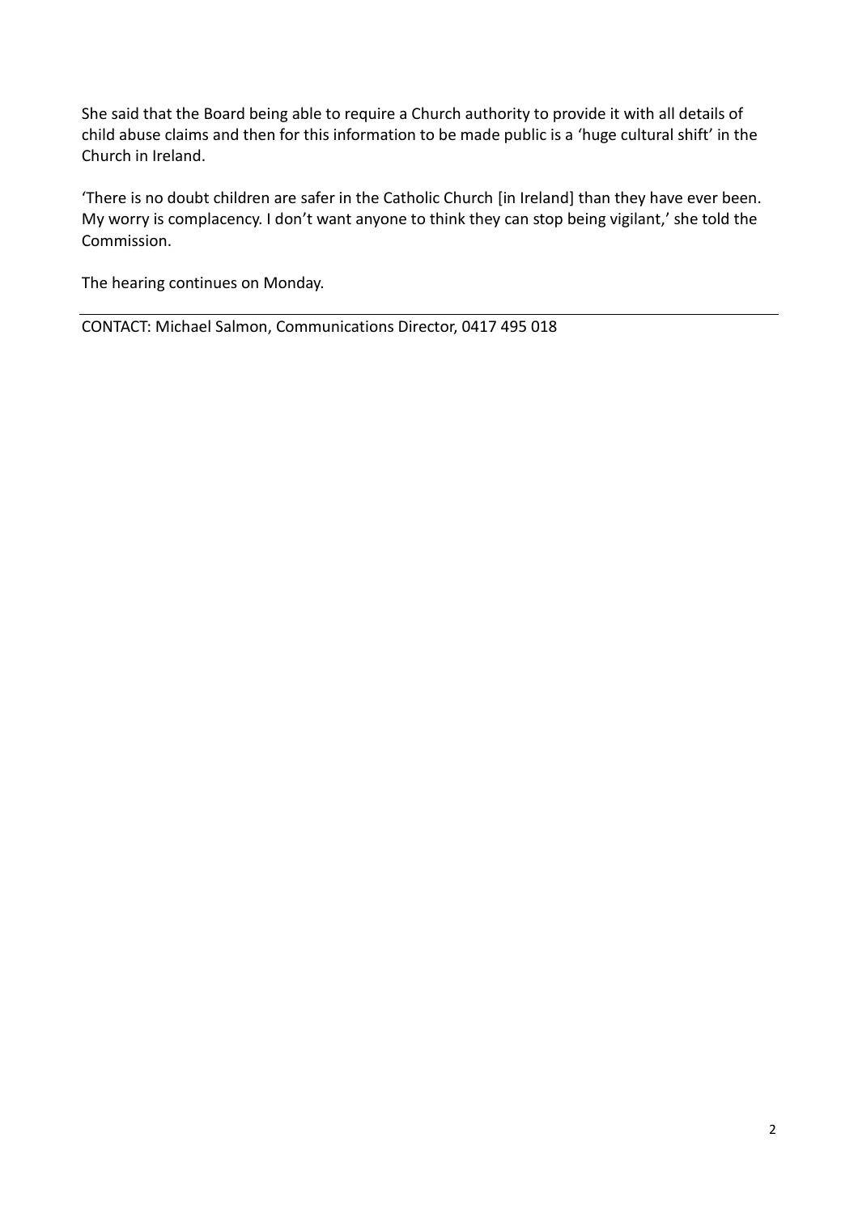She said that the Board being able to require a Church authority to provide it with all details of child abuse claims and then for this information to be made public is a 'huge cultural shift' in the Church in Ireland.

'There is no doubt children are safer in the Catholic Church [in Ireland] than they have ever been. My worry is complacency. I don't want anyone to think they can stop being vigilant,' she told the Commission.

The hearing continues on Monday.

---

CONTACT: Michael Salmon, Communications Director, 0417 495 018